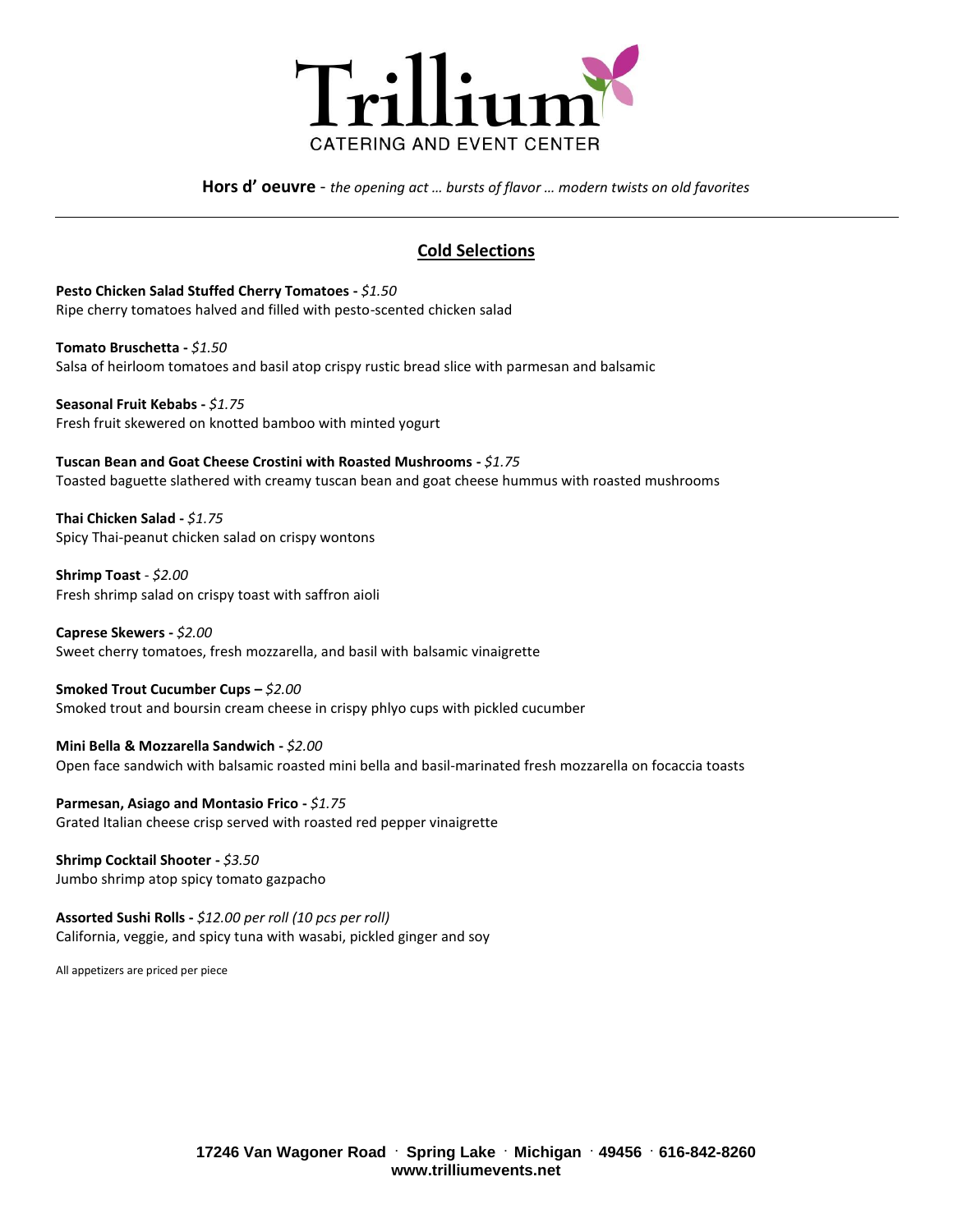# Trillium
CATERING AND EVENT CENTER

**Hors d' oeuvre** - *the opening act … bursts of flavor … modern twists on old favorites*

---

## Cold Selections

**Pesto Chicken Salad Stuffed Cherry Tomatoes -** *$1.50*
Ripe cherry tomatoes halved and filled with pesto-scented chicken salad

**Tomato Bruschetta -** *$1.50*
Salsa of heirloom tomatoes and basil atop crispy rustic bread slice with parmesan and balsamic

**Seasonal Fruit Kebabs -** *$1.75*
Fresh fruit skewered on knotted bamboo with minted yogurt

**Tuscan Bean and Goat Cheese Crostini with Roasted Mushrooms -** *$1.75*
Toasted baguette slathered with creamy tuscan bean and goat cheese hummus with roasted mushrooms

**Thai Chicken Salad -** *$1.75*
Spicy Thai-peanut chicken salad on crispy wontons

**Shrimp Toast** - *$2.00*
Fresh shrimp salad on crispy toast with saffron aioli

**Caprese Skewers -** *$2.00*
Sweet cherry tomatoes, fresh mozzarella, and basil with balsamic vinaigrette

**Smoked Trout Cucumber Cups –** *$2.00*
Smoked trout and boursin cream cheese in crispy phlyo cups with pickled cucumber

**Mini Bella & Mozzarella Sandwich -** *$2.00*
Open face sandwich with balsamic roasted mini bella and basil-marinated fresh mozzarella on focaccia toasts

**Parmesan, Asiago and Montasio Frico -** *$1.75*
Grated Italian cheese crisp served with roasted red pepper vinaigrette

**Shrimp Cocktail Shooter -** *$3.50*
Jumbo shrimp atop spicy tomato gazpacho

**Assorted Sushi Rolls -** *$12.00 per roll (10 pcs per roll)*
California, veggie, and spicy tuna with wasabi, pickled ginger and soy

All appetizers are priced per piece

**17246 Van Wagoner Road · Spring Lake · Michigan · 49456 · 616-842-8260**
**www.trilliumevents.net**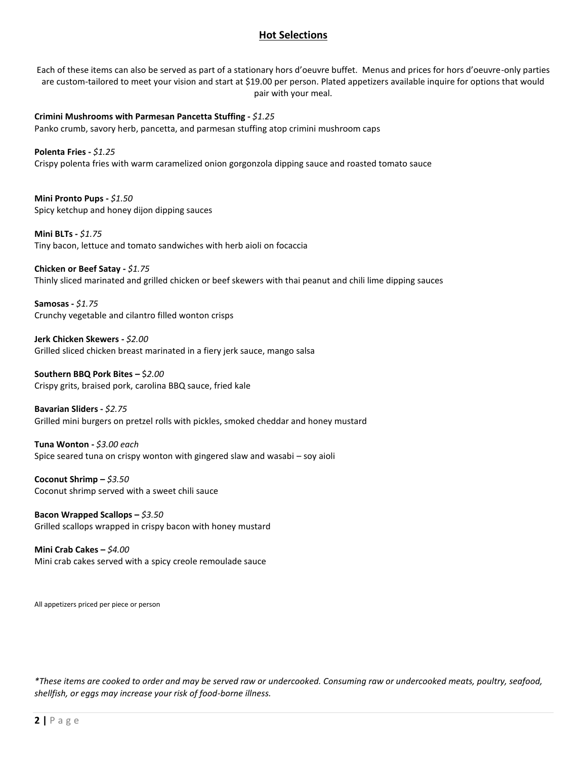## Hot Selections

Each of these items can also be served as part of a stationary hors d'oeuvre buffet. Menus and prices for hors d'oeuvre-only parties are custom-tailored to meet your vision and start at $19.00 per person. Plated appetizers available inquire for options that would pair with your meal.

**Crimini Mushrooms with Parmesan Pancetta Stuffing -** *$1.25*
Panko crumb, savory herb, pancetta, and parmesan stuffing atop crimini mushroom caps

**Polenta Fries -** *$1.25*
Crispy polenta fries with warm caramelized onion gorgonzola dipping sauce and roasted tomato sauce

**Mini Pronto Pups -** *$1.50*
Spicy ketchup and honey dijon dipping sauces

**Mini BLTs -** *$1.75*
Tiny bacon, lettuce and tomato sandwiches with herb aioli on focaccia

**Chicken or Beef Satay -** *$1.75*
Thinly sliced marinated and grilled chicken or beef skewers with thai peanut and chili lime dipping sauces

**Samosas -** *$1.75*
Crunchy vegetable and cilantro filled wonton crisps

**Jerk Chicken Skewers -** *$2.00*
Grilled sliced chicken breast marinated in a fiery jerk sauce, mango salsa

**Southern BBQ Pork Bites –** $*2.00*
Crispy grits, braised pork, carolina BBQ sauce, fried kale

**Bavarian Sliders -** *$2.75*
Grilled mini burgers on pretzel rolls with pickles, smoked cheddar and honey mustard

**Tuna Wonton -** *$3.00 each*
Spice seared tuna on crispy wonton with gingered slaw and wasabi – soy aioli

**Coconut Shrimp –** *$3.50*
Coconut shrimp served with a sweet chili sauce

**Bacon Wrapped Scallops –** *$3.50*
Grilled scallops wrapped in crispy bacon with honey mustard

**Mini Crab Cakes –** *$4.00*
Mini crab cakes served with a spicy creole remoulade sauce

All appetizers priced per piece or person

*\*These items are cooked to order and may be served raw or undercooked. Consuming raw or undercooked meats, poultry, seafood, shellfish, or eggs may increase your risk of food-borne illness.*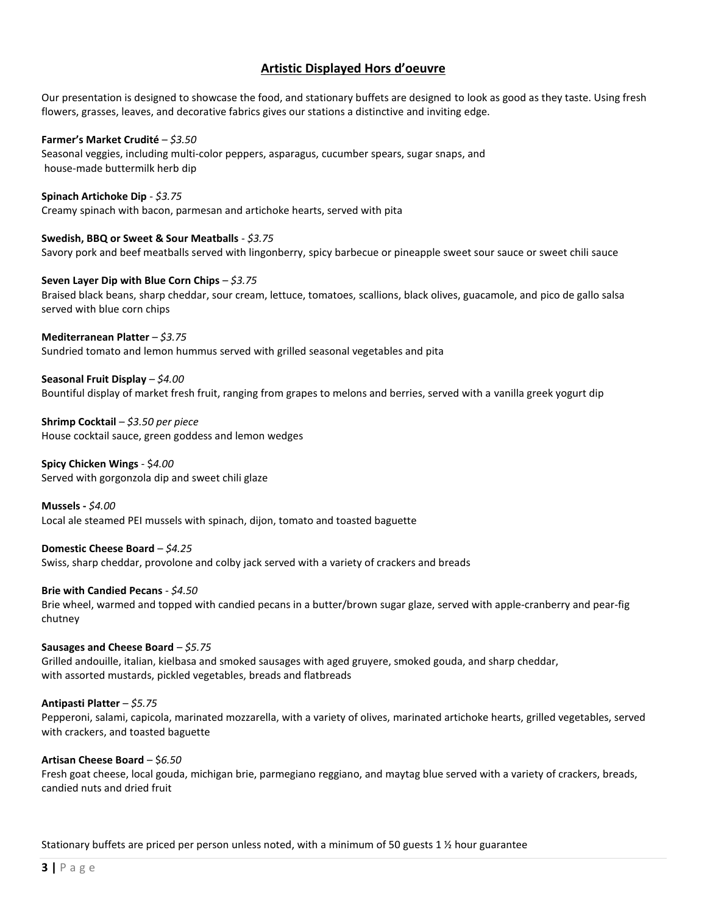## Artistic Displayed Hors d'oeuvre

Our presentation is designed to showcase the food, and stationary buffets are designed to look as good as they taste. Using fresh flowers, grasses, leaves, and decorative fabrics gives our stations a distinctive and inviting edge.

**Farmer's Market Crudité** – *$3.50*
Seasonal veggies, including multi-color peppers, asparagus, cucumber spears, sugar snaps, and house-made buttermilk herb dip

**Spinach Artichoke Dip** - *$3.75*
Creamy spinach with bacon, parmesan and artichoke hearts, served with pita

**Swedish, BBQ or Sweet & Sour Meatballs** - *$3.75*
Savory pork and beef meatballs served with lingonberry, spicy barbecue or pineapple sweet sour sauce or sweet chili sauce

**Seven Layer Dip with Blue Corn Chips** – *$3.75*
Braised black beans, sharp cheddar, sour cream, lettuce, tomatoes, scallions, black olives, guacamole, and pico de gallo salsa served with blue corn chips

**Mediterranean Platter** – *$3.75*
Sundried tomato and lemon hummus served with grilled seasonal vegetables and pita

**Seasonal Fruit Display** – *$4.00*
Bountiful display of market fresh fruit, ranging from grapes to melons and berries, served with a vanilla greek yogurt dip

**Shrimp Cocktail** – *$3.50 per piece*
House cocktail sauce, green goddess and lemon wedges

**Spicy Chicken Wings** - *$4.00*
Served with gorgonzola dip and sweet chili glaze

**Mussels -** *$4.00*
Local ale steamed PEI mussels with spinach, dijon, tomato and toasted baguette

**Domestic Cheese Board** – *$4.25*
Swiss, sharp cheddar, provolone and colby jack served with a variety of crackers and breads

**Brie with Candied Pecans** - *$4.50*
Brie wheel, warmed and topped with candied pecans in a butter/brown sugar glaze, served with apple-cranberry and pear-fig chutney

**Sausages and Cheese Board** – *$5.75*
Grilled andouille, italian, kielbasa and smoked sausages with aged gruyere, smoked gouda, and sharp cheddar, with assorted mustards, pickled vegetables, breads and flatbreads

**Antipasti Platter** – *$5.75*
Pepperoni, salami, capicola, marinated mozzarella, with a variety of olives, marinated artichoke hearts, grilled vegetables, served with crackers, and toasted baguette

**Artisan Cheese Board** – *$6.50*
Fresh goat cheese, local gouda, michigan brie, parmegiano reggiano, and maytag blue served with a variety of crackers, breads, candied nuts and dried fruit

Stationary buffets are priced per person unless noted, with a minimum of 50 guests 1 ½ hour guarantee